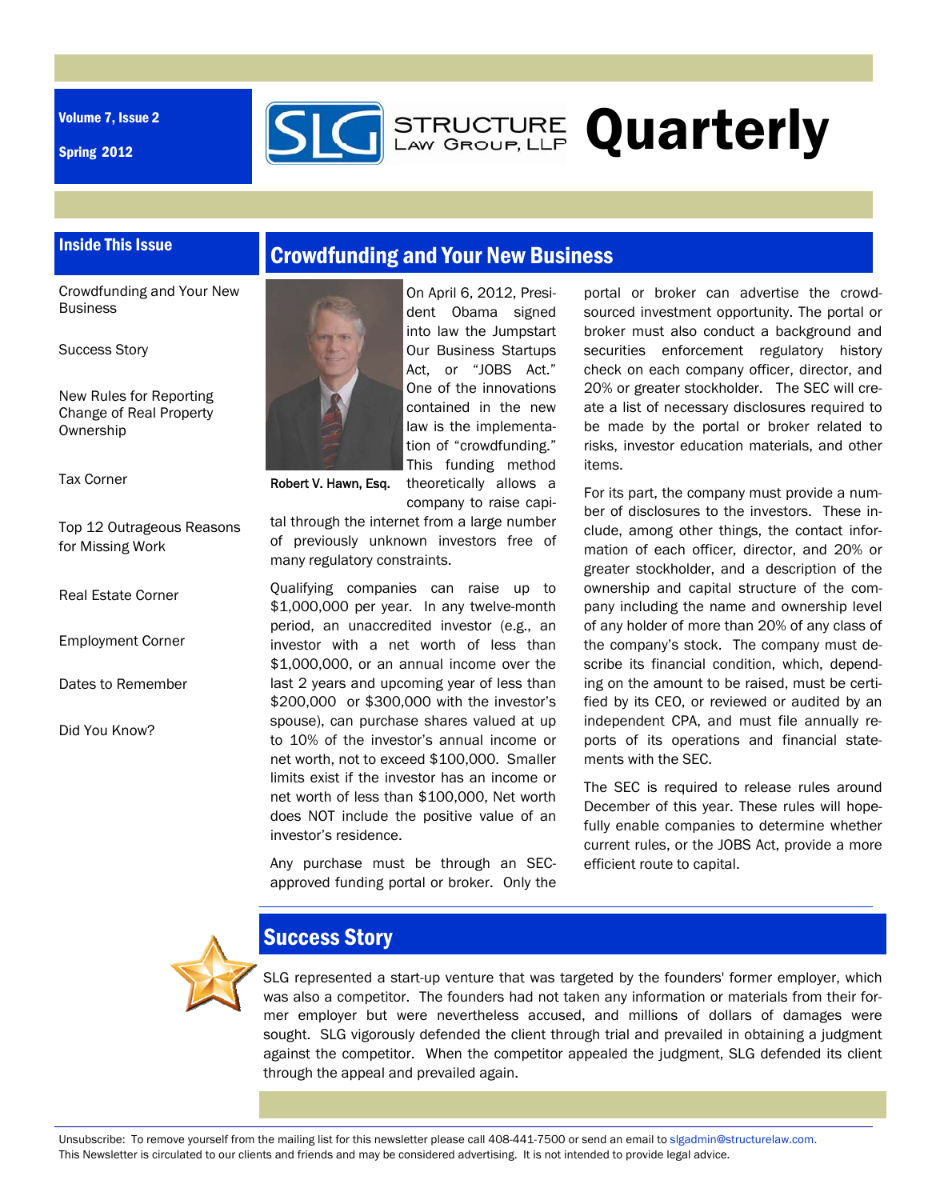Volume 7, Issue 2

Spring 2012

# SLG Structure Law Group, LLP Quarterly

## Inside This Issue

- Crowdfunding and Your New Business
- Success Story
- New Rules for Reporting Change of Real Property Ownership
- Tax Corner
- Top 12 Outrageous Reasons for Missing Work
- Real Estate Corner
- Employment Corner
- Dates to Remember
- Did You Know?

## Crowdfunding and Your New Business

Robert V. Hawn, Esq.

On April 6, 2012, President Obama signed into law the Jumpstart Our Business Startups Act, or "JOBS Act." One of the innovations contained in the new law is the implementation of "crowdfunding." This funding method theoretically allows a company to raise capital through the internet from a large number of previously unknown investors free of many regulatory constraints.

Qualifying companies can raise up to $1,000,000 per year. In any twelve-month period, an unaccredited investor (e.g., an investor with a net worth of less than $1,000,000, or an annual income over the last 2 years and upcoming year of less than $200,000 or $300,000 with the investor's spouse), can purchase shares valued at up to 10% of the investor's annual income or net worth, not to exceed $100,000. Smaller limits exist if the investor has an income or net worth of less than $100,000, Net worth does NOT include the positive value of an investor's residence.

Any purchase must be through an SEC-approved funding portal or broker. Only the portal or broker can advertise the crowd-sourced investment opportunity. The portal or broker must also conduct a background and securities enforcement regulatory history check on each company officer, director, and 20% or greater stockholder. The SEC will create a list of necessary disclosures required to be made by the portal or broker related to risks, investor education materials, and other items.

For its part, the company must provide a number of disclosures to the investors. These include, among other things, the contact information of each officer, director, and 20% or greater stockholder, and a description of the ownership and capital structure of the company including the name and ownership level of any holder of more than 20% of any class of the company's stock. The company must describe its financial condition, which, depending on the amount to be raised, must be certified by its CEO, or reviewed or audited by an independent CPA, and must file annually reports of its operations and financial statements with the SEC.

The SEC is required to release rules around December of this year. These rules will hopefully enable companies to determine whether current rules, or the JOBS Act, provide a more efficient route to capital.

## Success Story

SLG represented a start-up venture that was targeted by the founders' former employer, which was also a competitor. The founders had not taken any information or materials from their former employer but were nevertheless accused, and millions of dollars of damages were sought. SLG vigorously defended the client through trial and prevailed in obtaining a judgment against the competitor. When the competitor appealed the judgment, SLG defended its client through the appeal and prevailed again.

Unsubscribe: To remove yourself from the mailing list for this newsletter please call 408-441-7500 or send an email to slgadmin@structurelaw.com.
This Newsletter is circulated to our clients and friends and may be considered advertising. It is not intended to provide legal advice.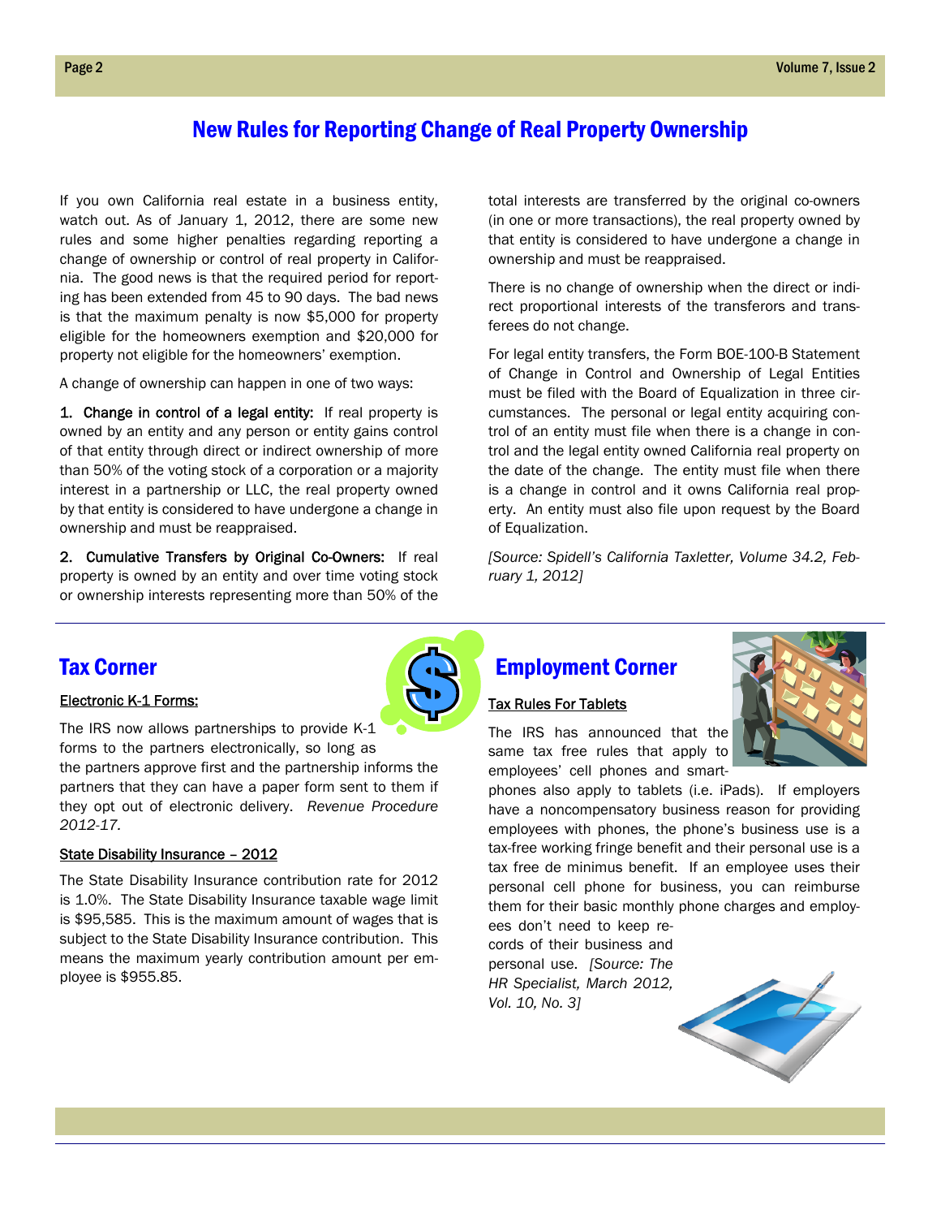# New Rules for Reporting Change of Real Property Ownership

If you own California real estate in a business entity, watch out. As of January 1, 2012, there are some new rules and some higher penalties regarding reporting a change of ownership or control of real property in California. The good news is that the required period for reporting has been extended from 45 to 90 days. The bad news is that the maximum penalty is now $5,000 for property eligible for the homeowners exemption and $20,000 for property not eligible for the homeowners' exemption.

A change of ownership can happen in one of two ways:

1. Change in control of a legal entity: If real property is owned by an entity and any person or entity gains control of that entity through direct or indirect ownership of more than 50% of the voting stock of a corporation or a majority interest in a partnership or LLC, the real property owned by that entity is considered to have undergone a change in ownership and must be reappraised.

2. Cumulative Transfers by Original Co-Owners: If real property is owned by an entity and over time voting stock or ownership interests representing more than 50% of the total interests are transferred by the original co-owners (in one or more transactions), the real property owned by that entity is considered to have undergone a change in ownership and must be reappraised.

There is no change of ownership when the direct or indirect proportional interests of the transferors and transferees do not change.

For legal entity transfers, the Form BOE-100-B Statement of Change in Control and Ownership of Legal Entities must be filed with the Board of Equalization in three circumstances. The personal or legal entity acquiring control of an entity must file when there is a change in control and the legal entity owned California real property on the date of the change. The entity must file when there is a change in control and it owns California real property. An entity must also file upon request by the Board of Equalization.

*[Source: Spidell's California Taxletter, Volume 34.2, February 1, 2012]*

## Tax Corner

### Electronic K-1 Forms:

The IRS now allows partnerships to provide K-1 forms to the partners electronically, so long as the partners approve first and the partnership informs the partners that they can have a paper form sent to them if they opt out of electronic delivery. *Revenue Procedure 2012-17.*

### State Disability Insurance – 2012

The State Disability Insurance contribution rate for 2012 is 1.0%. The State Disability Insurance taxable wage limit is $95,585. This is the maximum amount of wages that is subject to the State Disability Insurance contribution. This means the maximum yearly contribution amount per employee is $955.85.

## Employment Corner

### Tax Rules For Tablets

The IRS has announced that the same tax free rules that apply to employees' cell phones and smartphones also apply to tablets (i.e. iPads). If employers have a noncompensatory business reason for providing employees with phones, the phone's business use is a tax-free working fringe benefit and their personal use is a tax free de minimus benefit. If an employee uses their personal cell phone for business, you can reimburse them for their basic monthly phone charges and employees don't need to keep records of their business and personal use. *[Source: The HR Specialist, March 2012, Vol. 10, No. 3]*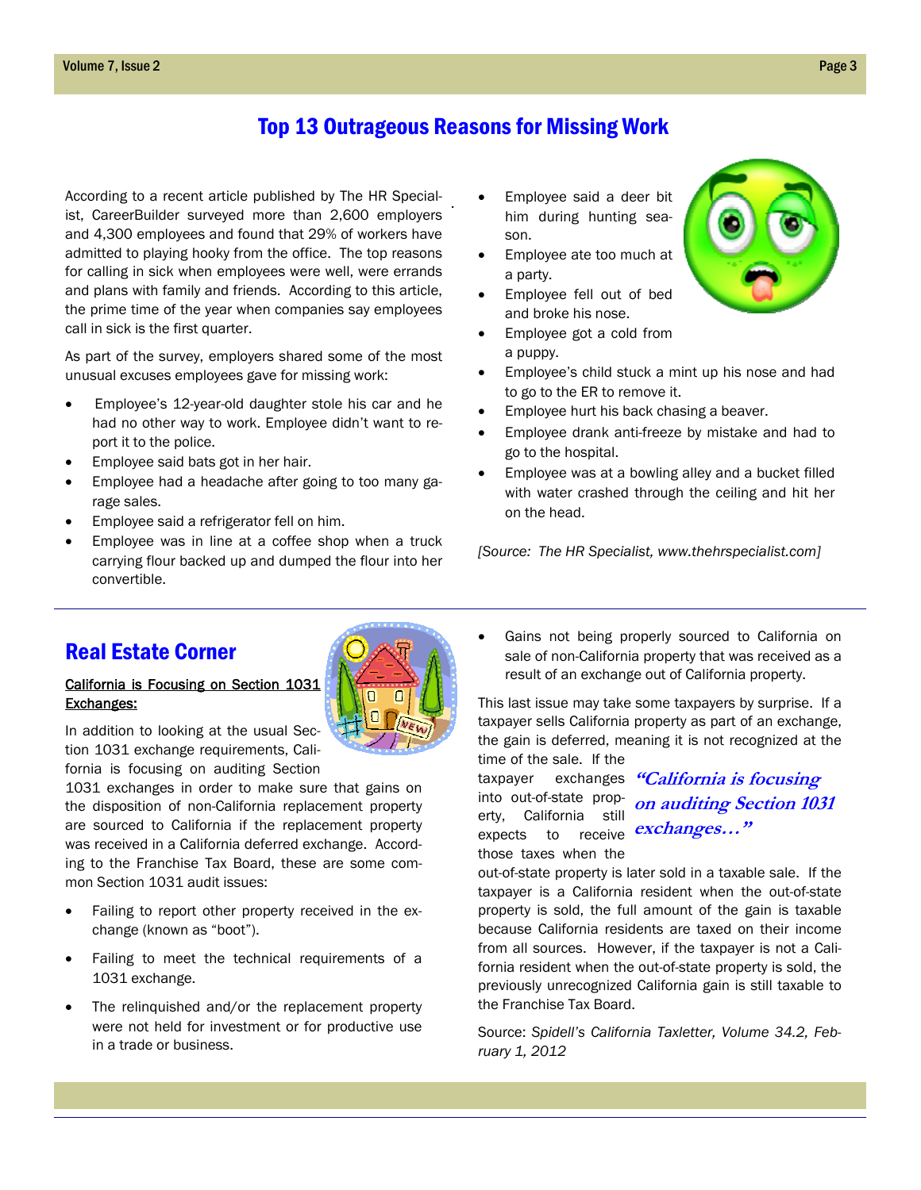## Top 13 Outrageous Reasons for Missing Work

According to a recent article published by The HR Specialist, CareerBuilder surveyed more than 2,600 employers and 4,300 employees and found that 29% of workers have admitted to playing hooky from the office. The top reasons for calling in sick when employees were well, were errands and plans with family and friends. According to this article, the prime time of the year when companies say employees call in sick is the first quarter.

As part of the survey, employers shared some of the most unusual excuses employees gave for missing work:

- Employee's 12-year-old daughter stole his car and he had no other way to work. Employee didn't want to report it to the police.
- Employee said bats got in her hair.
- Employee had a headache after going to too many garage sales.
- Employee said a refrigerator fell on him.
- Employee was in line at a coffee shop when a truck carrying flour backed up and dumped the flour into her convertible.
- Employee said a deer bit him during hunting season.
- Employee ate too much at a party.
- Employee fell out of bed and broke his nose.
- Employee got a cold from a puppy.
- Employee's child stuck a mint up his nose and had to go to the ER to remove it.
- Employee hurt his back chasing a beaver.
- Employee drank anti-freeze by mistake and had to go to the hospital.
- Employee was at a bowling alley and a bucket filled with water crashed through the ceiling and hit her on the head.

*[Source: The HR Specialist, www.thehrspecialist.com]*

## Real Estate Corner

**California is Focusing on Section 1031 Exchanges:**

In addition to looking at the usual Section 1031 exchange requirements, California is focusing on auditing Section 1031 exchanges in order to make sure that gains on the disposition of non-California replacement property are sourced to California if the replacement property was received in a California deferred exchange. According to the Franchise Tax Board, these are some common Section 1031 audit issues:

- Failing to report other property received in the exchange (known as "boot").
- Failing to meet the technical requirements of a 1031 exchange.
- The relinquished and/or the replacement property were not held for investment or for productive use in a trade or business.
- Gains not being properly sourced to California on sale of non-California property that was received as a result of an exchange out of California property.

This last issue may take some taxpayers by surprise. If a taxpayer sells California property as part of an exchange, the gain is deferred, meaning it is not recognized at the time of the sale. If the taxpayer exchanges into out-of-state property, California still expects to receive those taxes when the out-of-state property is later sold in a taxable sale. If the taxpayer is a California resident when the out-of-state property is sold, the full amount of the gain is taxable because California residents are taxed on their income from all sources. However, if the taxpayer is not a California resident when the out-of-state property is sold, the previously unrecognized California gain is still taxable to the Franchise Tax Board.

***"California is focusing on auditing Section 1031 exchanges…"***

Source: *Spidell's California Taxletter, Volume 34.2, February 1, 2012*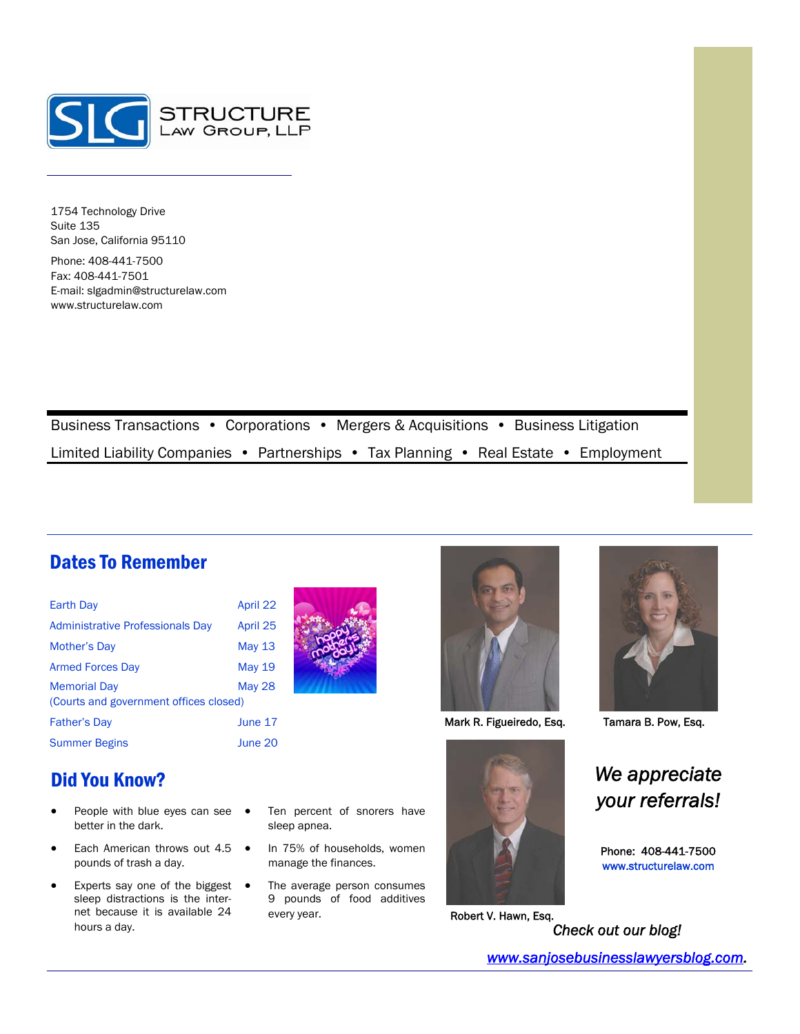**STRUCTURE LAW GROUP, LLP**

1754 Technology Drive
Suite 135
San Jose, California 95110

Phone: 408-441-7500
Fax: 408-441-7501
E-mail: slgadmin@structurelaw.com
www.structurelaw.com

Business Transactions • Corporations • Mergers & Acquisitions • Business Litigation
Limited Liability Companies • Partnerships • Tax Planning • Real Estate • Employment

## Dates To Remember

| | |
|---|---|
| Earth Day | April 22 |
| Administrative Professionals Day | April 25 |
| Mother's Day | May 13 |
| Armed Forces Day | May 19 |
| Memorial Day (Courts and government offices closed) | May 28 |
| Father's Day | June 17 |
| Summer Begins | June 20 |

## Did You Know?

- People with blue eyes can see better in the dark.
- Each American throws out 4.5 pounds of trash a day.
- Experts say one of the biggest sleep distractions is the internet because it is available 24 hours a day.
- Ten percent of snorers have sleep apnea.
- In 75% of households, women manage the finances.
- The average person consumes 9 pounds of food additives every year.

Mark R. Figueiredo, Esq.

Tamara B. Pow, Esq.

Robert V. Hawn, Esq.

*We appreciate your referrals!*

Phone: 408-441-7500
www.structurelaw.com

*Check out our blog!*

*www.sanjosebusinesslawyersblog.com.*